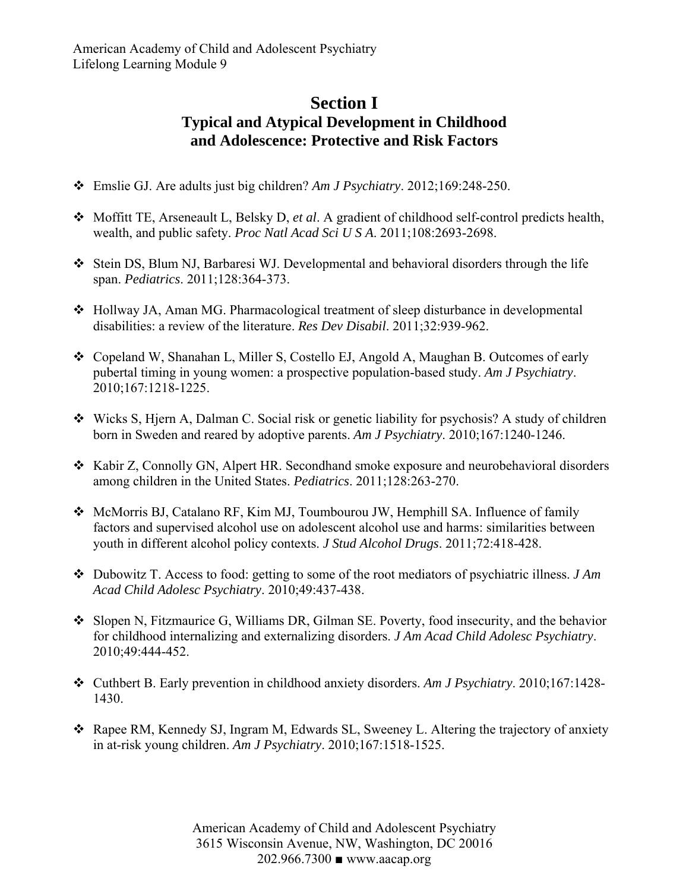# Section I

## Typical and Atypical Development in Childhood and Adolescence: Protective and Risk Factors

- Emslie GJ. Are adults just big children? *Am J Psychiatry*. 2012;169:248-250.
- Moffitt TE, Arseneault L, Belsky D, *et al*. A gradient of childhood self-control predicts health, wealth, and public safety. *Proc Natl Acad Sci U S A*. 2011;108:2693-2698.
- Stein DS, Blum NJ, Barbaresi WJ. Developmental and behavioral disorders through the life span. *Pediatrics*. 2011;128:364-373.
- Hollway JA, Aman MG. Pharmacological treatment of sleep disturbance in developmental disabilities: a review of the literature. *Res Dev Disabil*. 2011;32:939-962.
- Copeland W, Shanahan L, Miller S, Costello EJ, Angold A, Maughan B. Outcomes of early pubertal timing in young women: a prospective population-based study. *Am J Psychiatry*. 2010;167:1218-1225.
- Wicks S, Hjern A, Dalman C. Social risk or genetic liability for psychosis? A study of children born in Sweden and reared by adoptive parents. *Am J Psychiatry*. 2010;167:1240-1246.
- Kabir Z, Connolly GN, Alpert HR. Secondhand smoke exposure and neurobehavioral disorders among children in the United States. *Pediatrics*. 2011;128:263-270.
- McMorris BJ, Catalano RF, Kim MJ, Toumbourou JW, Hemphill SA. Influence of family factors and supervised alcohol use on adolescent alcohol use and harms: similarities between youth in different alcohol policy contexts. *J Stud Alcohol Drugs*. 2011;72:418-428.
- Dubowitz T. Access to food: getting to some of the root mediators of psychiatric illness. *J Am Acad Child Adolesc Psychiatry*. 2010;49:437-438.
- Slopen N, Fitzmaurice G, Williams DR, Gilman SE. Poverty, food insecurity, and the behavior for childhood internalizing and externalizing disorders. *J Am Acad Child Adolesc Psychiatry*. 2010;49:444-452.
- Cuthbert B. Early prevention in childhood anxiety disorders. *Am J Psychiatry*. 2010;167:1428-1430.
- Rapee RM, Kennedy SJ, Ingram M, Edwards SL, Sweeney L. Altering the trajectory of anxiety in at-risk young children. *Am J Psychiatry*. 2010;167:1518-1525.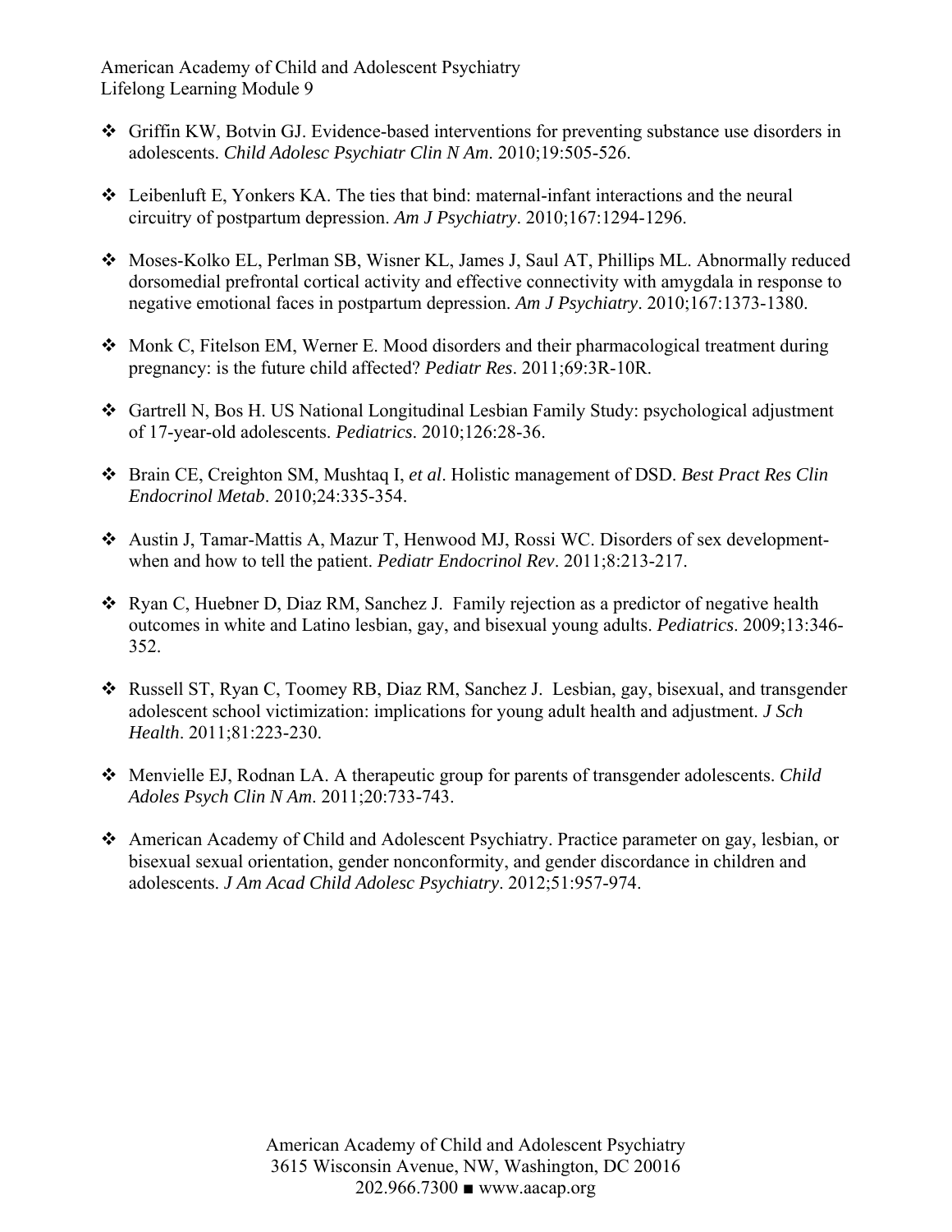- Griffin KW, Botvin GJ. Evidence-based interventions for preventing substance use disorders in adolescents. *Child Adolesc Psychiatr Clin N Am*. 2010;19:505-526.

- Leibenluft E, Yonkers KA. The ties that bind: maternal-infant interactions and the neural circuitry of postpartum depression. *Am J Psychiatry*. 2010;167:1294-1296.

- Moses-Kolko EL, Perlman SB, Wisner KL, James J, Saul AT, Phillips ML. Abnormally reduced dorsomedial prefrontal cortical activity and effective connectivity with amygdala in response to negative emotional faces in postpartum depression. *Am J Psychiatry*. 2010;167:1373-1380.

- Monk C, Fitelson EM, Werner E. Mood disorders and their pharmacological treatment during pregnancy: is the future child affected? *Pediatr Res*. 2011;69:3R-10R.

- Gartrell N, Bos H. US National Longitudinal Lesbian Family Study: psychological adjustment of 17-year-old adolescents. *Pediatrics*. 2010;126:28-36.

- Brain CE, Creighton SM, Mushtaq I, *et al*. Holistic management of DSD. *Best Pract Res Clin Endocrinol Metab*. 2010;24:335-354.

- Austin J, Tamar-Mattis A, Mazur T, Henwood MJ, Rossi WC. Disorders of sex development-when and how to tell the patient. *Pediatr Endocrinol Rev*. 2011;8:213-217.

- Ryan C, Huebner D, Diaz RM, Sanchez J. Family rejection as a predictor of negative health outcomes in white and Latino lesbian, gay, and bisexual young adults. *Pediatrics*. 2009;13:346-352.

- Russell ST, Ryan C, Toomey RB, Diaz RM, Sanchez J. Lesbian, gay, bisexual, and transgender adolescent school victimization: implications for young adult health and adjustment. *J Sch Health*. 2011;81:223-230.

- Menvielle EJ, Rodnan LA. A therapeutic group for parents of transgender adolescents. *Child Adoles Psych Clin N Am*. 2011;20:733-743.

- American Academy of Child and Adolescent Psychiatry. Practice parameter on gay, lesbian, or bisexual sexual orientation, gender nonconformity, and gender discordance in children and adolescents. *J Am Acad Child Adolesc Psychiatry*. 2012;51:957-974.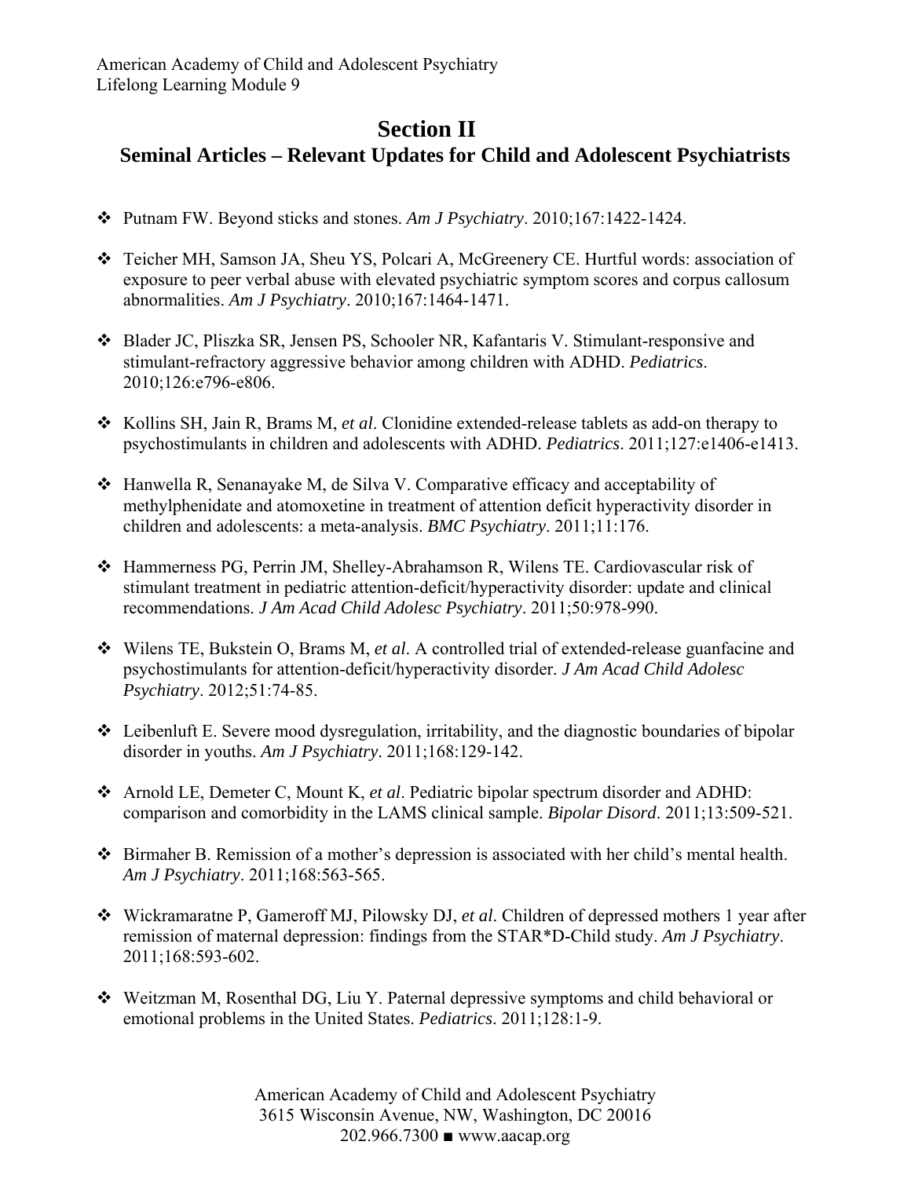## Section II

### Seminal Articles – Relevant Updates for Child and Adolescent Psychiatrists

- Putnam FW. Beyond sticks and stones. *Am J Psychiatry*. 2010;167:1422-1424.

- Teicher MH, Samson JA, Sheu YS, Polcari A, McGreenery CE. Hurtful words: association of exposure to peer verbal abuse with elevated psychiatric symptom scores and corpus callosum abnormalities. *Am J Psychiatry*. 2010;167:1464-1471.

- Blader JC, Pliszka SR, Jensen PS, Schooler NR, Kafantaris V. Stimulant-responsive and stimulant-refractory aggressive behavior among children with ADHD. *Pediatrics*. 2010;126:e796-e806.

- Kollins SH, Jain R, Brams M, *et al*. Clonidine extended-release tablets as add-on therapy to psychostimulants in children and adolescents with ADHD. *Pediatrics*. 2011;127:e1406-e1413.

- Hanwella R, Senanayake M, de Silva V. Comparative efficacy and acceptability of methylphenidate and atomoxetine in treatment of attention deficit hyperactivity disorder in children and adolescents: a meta-analysis. *BMC Psychiatry*. 2011;11:176.

- Hammerness PG, Perrin JM, Shelley-Abrahamson R, Wilens TE. Cardiovascular risk of stimulant treatment in pediatric attention-deficit/hyperactivity disorder: update and clinical recommendations. *J Am Acad Child Adolesc Psychiatry*. 2011;50:978-990.

- Wilens TE, Bukstein O, Brams M, *et al*. A controlled trial of extended-release guanfacine and psychostimulants for attention-deficit/hyperactivity disorder. *J Am Acad Child Adolesc Psychiatry*. 2012;51:74-85.

- Leibenluft E. Severe mood dysregulation, irritability, and the diagnostic boundaries of bipolar disorder in youths. *Am J Psychiatry*. 2011;168:129-142.

- Arnold LE, Demeter C, Mount K, *et al*. Pediatric bipolar spectrum disorder and ADHD: comparison and comorbidity in the LAMS clinical sample. *Bipolar Disord*. 2011;13:509-521.

- Birmaher B. Remission of a mother's depression is associated with her child's mental health. *Am J Psychiatry*. 2011;168:563-565.

- Wickramaratne P, Gameroff MJ, Pilowsky DJ, *et al*. Children of depressed mothers 1 year after remission of maternal depression: findings from the STAR*D-Child study. *Am J Psychiatry*. 2011;168:593-602.

- Weitzman M, Rosenthal DG, Liu Y. Paternal depressive symptoms and child behavioral or emotional problems in the United States. *Pediatrics*. 2011;128:1-9.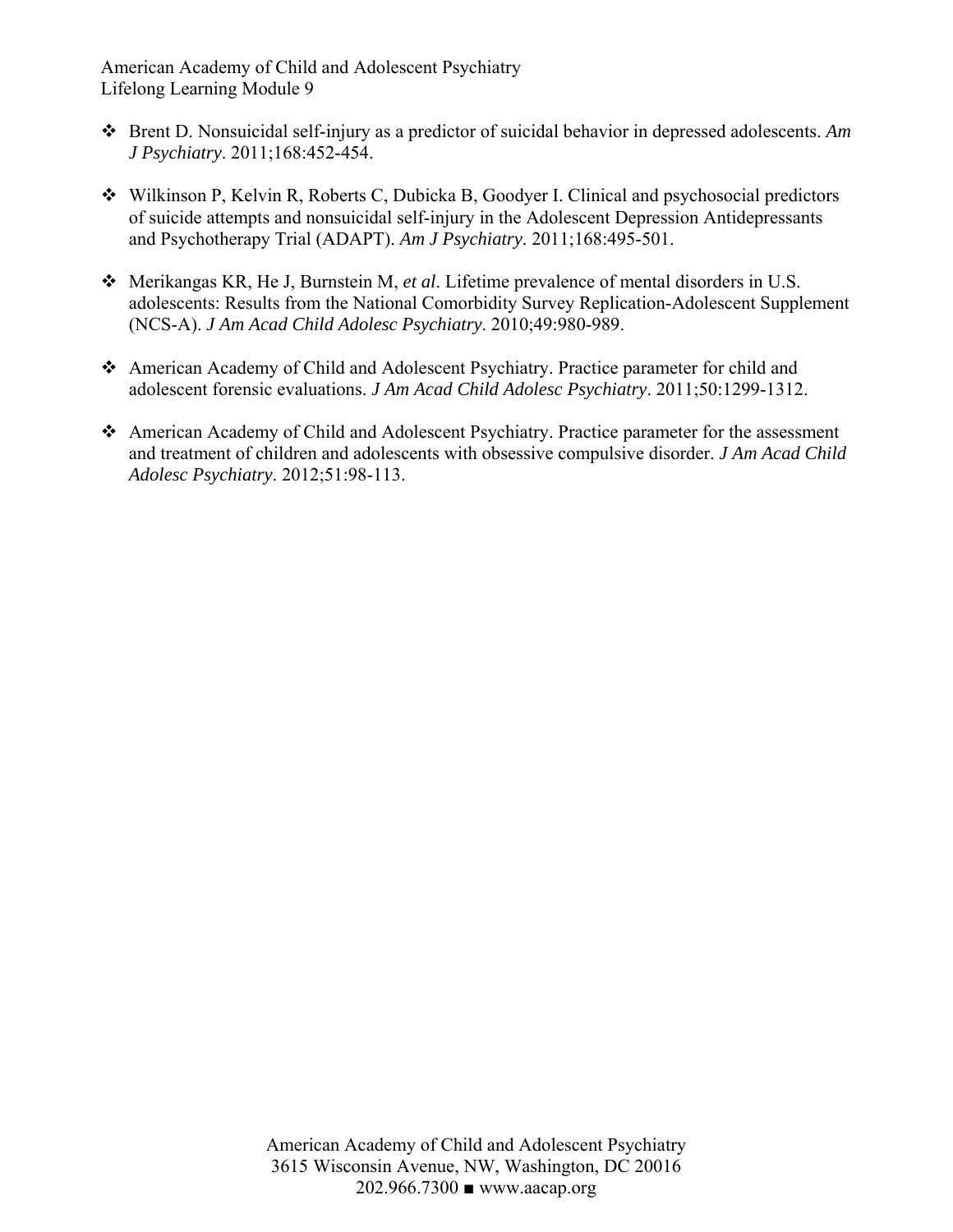- Brent D. Nonsuicidal self-injury as a predictor of suicidal behavior in depressed adolescents. *Am J Psychiatry*. 2011;168:452-454.

- Wilkinson P, Kelvin R, Roberts C, Dubicka B, Goodyer I. Clinical and psychosocial predictors of suicide attempts and nonsuicidal self-injury in the Adolescent Depression Antidepressants and Psychotherapy Trial (ADAPT). *Am J Psychiatry*. 2011;168:495-501.

- Merikangas KR, He J, Burnstein M, *et al*. Lifetime prevalence of mental disorders in U.S. adolescents: Results from the National Comorbidity Survey Replication-Adolescent Supplement (NCS-A). *J Am Acad Child Adolesc Psychiatry*. 2010;49:980-989.

- American Academy of Child and Adolescent Psychiatry. Practice parameter for child and adolescent forensic evaluations. *J Am Acad Child Adolesc Psychiatry*. 2011;50:1299-1312.

- American Academy of Child and Adolescent Psychiatry. Practice parameter for the assessment and treatment of children and adolescents with obsessive compulsive disorder. *J Am Acad Child Adolesc Psychiatry*. 2012;51:98-113.